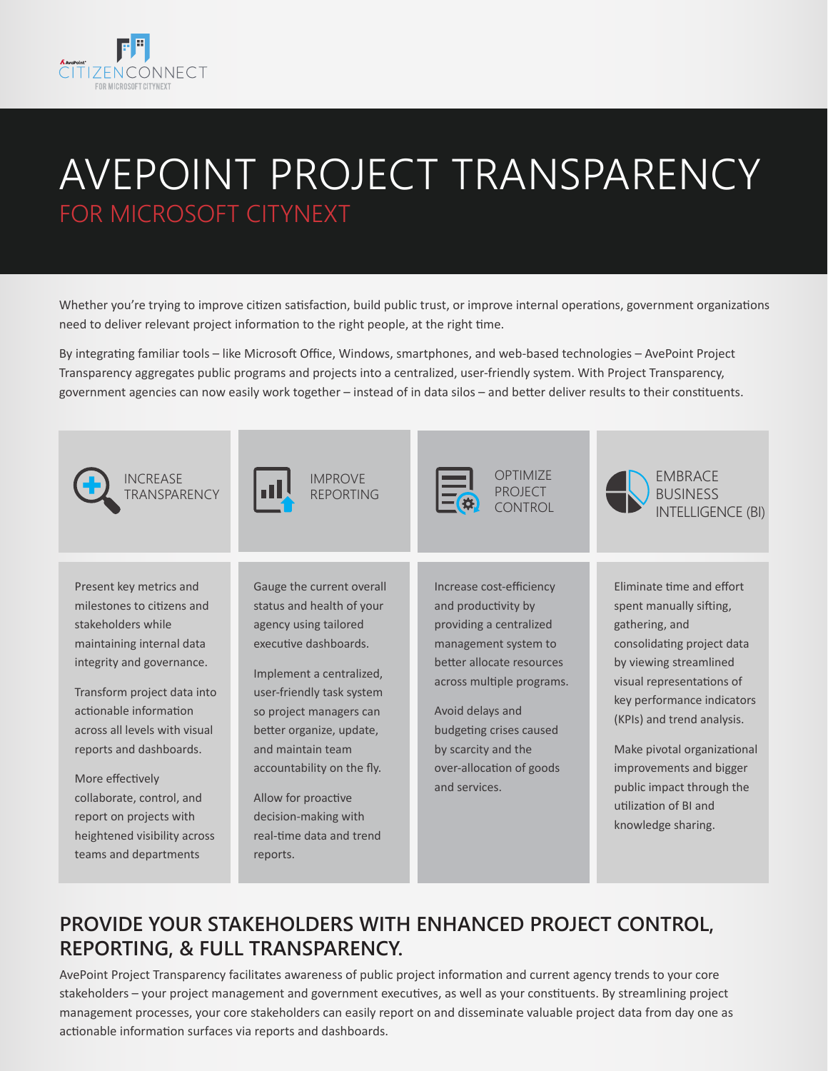AvePoint CITIZENCONNECT FOR MICROSOFT CITYNEXT

# AVEPOINT PROJECT TRANSPARENCY

## FOR MICROSOFT CITYNEXT

Whether you're trying to improve citizen satisfaction, build public trust, or improve internal operations, government organizations need to deliver relevant project information to the right people, at the right time.

By integrating familiar tools – like Microsoft Office, Windows, smartphones, and web-based technologies – AvePoint Project Transparency aggregates public programs and projects into a centralized, user-friendly system. With Project Transparency, government agencies can now easily work together – instead of in data silos – and better deliver results to their constituents.

### INCREASE TRANSPARENCY

Present key metrics and milestones to citizens and stakeholders while maintaining internal data integrity and governance.

Transform project data into actionable information across all levels with visual reports and dashboards.

More effectively collaborate, control, and report on projects with heightened visibility across teams and departments

### IMPROVE REPORTING

Gauge the current overall status and health of your agency using tailored executive dashboards.

Implement a centralized, user-friendly task system so project managers can better organize, update, and maintain team accountability on the fly.

Allow for proactive decision-making with real-time data and trend reports.

### OPTIMIZE PROJECT CONTROL

Increase cost-efficiency and productivity by providing a centralized management system to better allocate resources across multiple programs.

Avoid delays and budgeting crises caused by scarcity and the over-allocation of goods and services.

### EMBRACE BUSINESS INTELLIGENCE (BI)

Eliminate time and effort spent manually sifting, gathering, and consolidating project data by viewing streamlined visual representations of key performance indicators (KPIs) and trend analysis.

Make pivotal organizational improvements and bigger public impact through the utilization of BI and knowledge sharing.

## PROVIDE YOUR STAKEHOLDERS WITH ENHANCED PROJECT CONTROL, REPORTING, & FULL TRANSPARENCY.

AvePoint Project Transparency facilitates awareness of public project information and current agency trends to your core stakeholders – your project management and government executives, as well as your constituents. By streamlining project management processes, your core stakeholders can easily report on and disseminate valuable project data from day one as actionable information surfaces via reports and dashboards.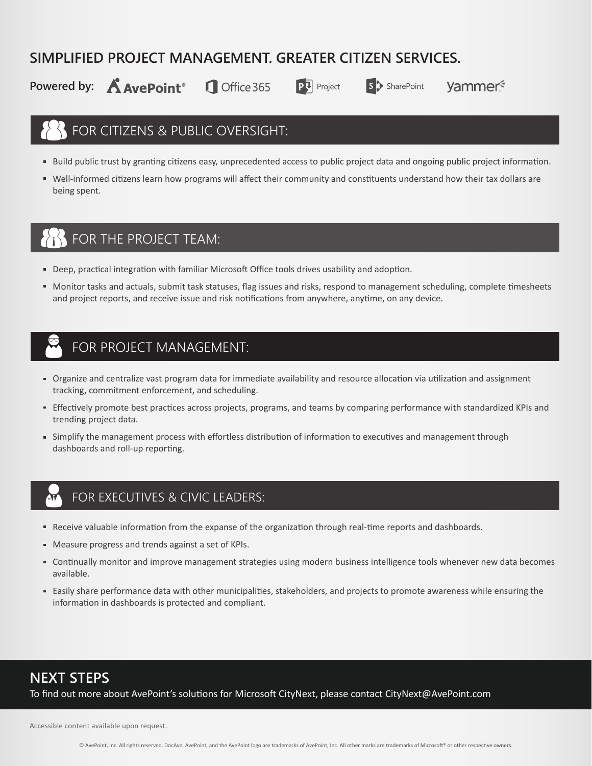## SIMPLIFIED PROJECT MANAGEMENT. GREATER CITIZEN SERVICES.

**Powered by:** AvePoint® Office 365 Project SharePoint yammer

### FOR CITIZENS & PUBLIC OVERSIGHT:

- Build public trust by granting citizens easy, unprecedented access to public project data and ongoing public project information.
- Well-informed citizens learn how programs will affect their community and constituents understand how their tax dollars are being spent.

### FOR THE PROJECT TEAM:

- Deep, practical integration with familiar Microsoft Office tools drives usability and adoption.
- Monitor tasks and actuals, submit task statuses, flag issues and risks, respond to management scheduling, complete timesheets and project reports, and receive issue and risk notifications from anywhere, anytime, on any device.

### FOR PROJECT MANAGEMENT:

- Organize and centralize vast program data for immediate availability and resource allocation via utilization and assignment tracking, commitment enforcement, and scheduling.
- Effectively promote best practices across projects, programs, and teams by comparing performance with standardized KPIs and trending project data.
- Simplify the management process with effortless distribution of information to executives and management through dashboards and roll-up reporting.

### FOR EXECUTIVES & CIVIC LEADERS:

- Receive valuable information from the expanse of the organization through real-time reports and dashboards.
- Measure progress and trends against a set of KPIs.
- Continually monitor and improve management strategies using modern business intelligence tools whenever new data becomes available.
- Easily share performance data with other municipalities, stakeholders, and projects to promote awareness while ensuring the information in dashboards is protected and compliant.

## NEXT STEPS

To find out more about AvePoint's solutions for Microsoft CityNext, please contact CityNext@AvePoint.com

Accessible content available upon request.

© AvePoint, Inc. All rights reserved. DocAve, AvePoint, and the AvePoint logo are trademarks of AvePoint, Inc. All other marks are trademarks of Microsoft® or other respective owners.